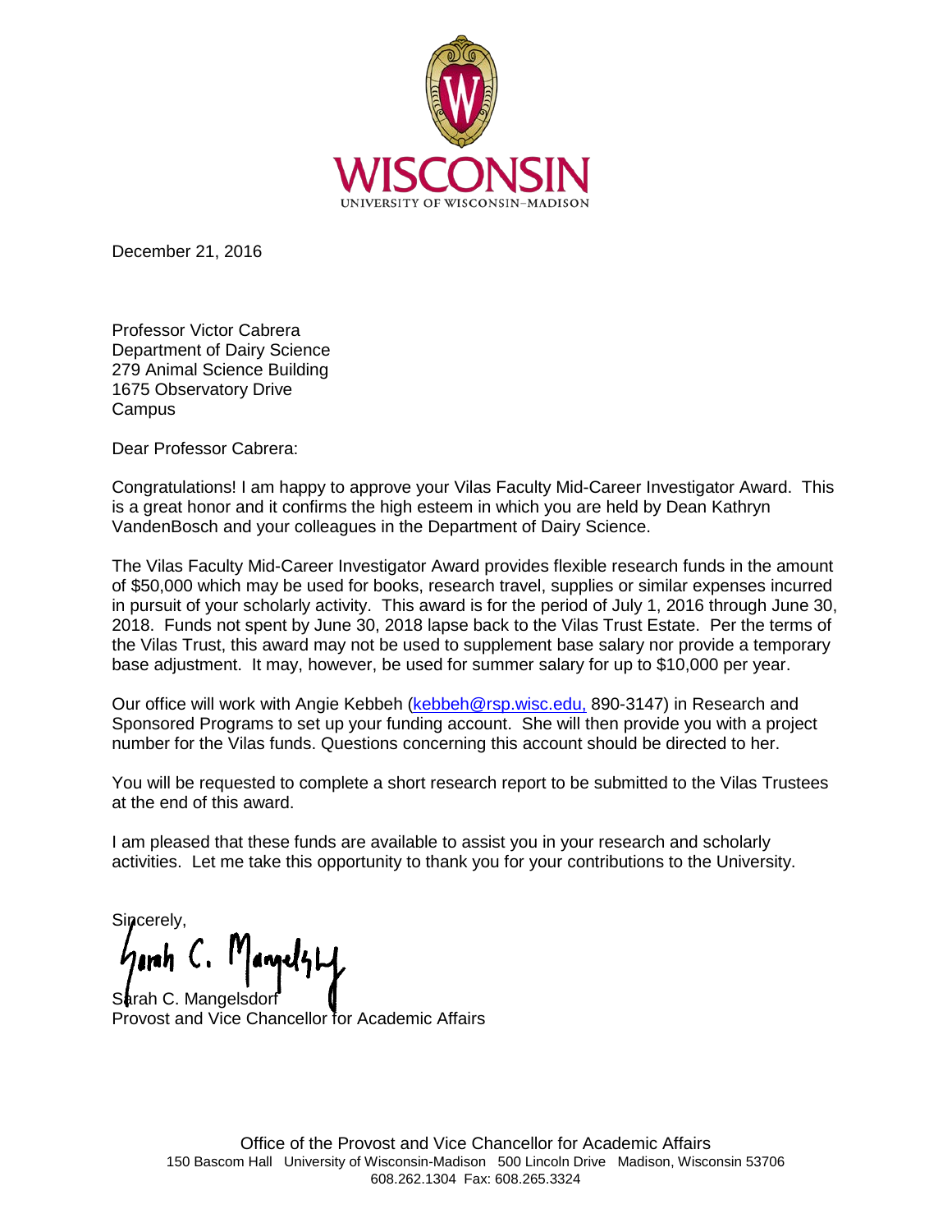WISCONSIN

UNIVERSITY OF WISCONSIN–MADISON

December 21, 2016

Professor Victor Cabrera
Department of Dairy Science
279 Animal Science Building
1675 Observatory Drive
Campus

Dear Professor Cabrera:

Congratulations! I am happy to approve your Vilas Faculty Mid-Career Investigator Award. This is a great honor and it confirms the high esteem in which you are held by Dean Kathryn VandenBosch and your colleagues in the Department of Dairy Science.

The Vilas Faculty Mid-Career Investigator Award provides flexible research funds in the amount of $50,000 which may be used for books, research travel, supplies or similar expenses incurred in pursuit of your scholarly activity. This award is for the period of July 1, 2016 through June 30, 2018. Funds not spent by June 30, 2018 lapse back to the Vilas Trust Estate. Per the terms of the Vilas Trust, this award may not be used to supplement base salary nor provide a temporary base adjustment. It may, however, be used for summer salary for up to $10,000 per year.

Our office will work with Angie Kebbeh (kebbeh@rsp.wisc.edu, 890-3147) in Research and Sponsored Programs to set up your funding account. She will then provide you with a project number for the Vilas funds. Questions concerning this account should be directed to her.

You will be requested to complete a short research report to be submitted to the Vilas Trustees at the end of this award.

I am pleased that these funds are available to assist you in your research and scholarly activities. Let me take this opportunity to thank you for your contributions to the University.

Sincerely,

Sarah C. Mangelsdorf
Provost and Vice Chancellor for Academic Affairs

Office of the Provost and Vice Chancellor for Academic Affairs
150 Bascom Hall University of Wisconsin-Madison 500 Lincoln Drive Madison, Wisconsin 53706
608.262.1304 Fax: 608.265.3324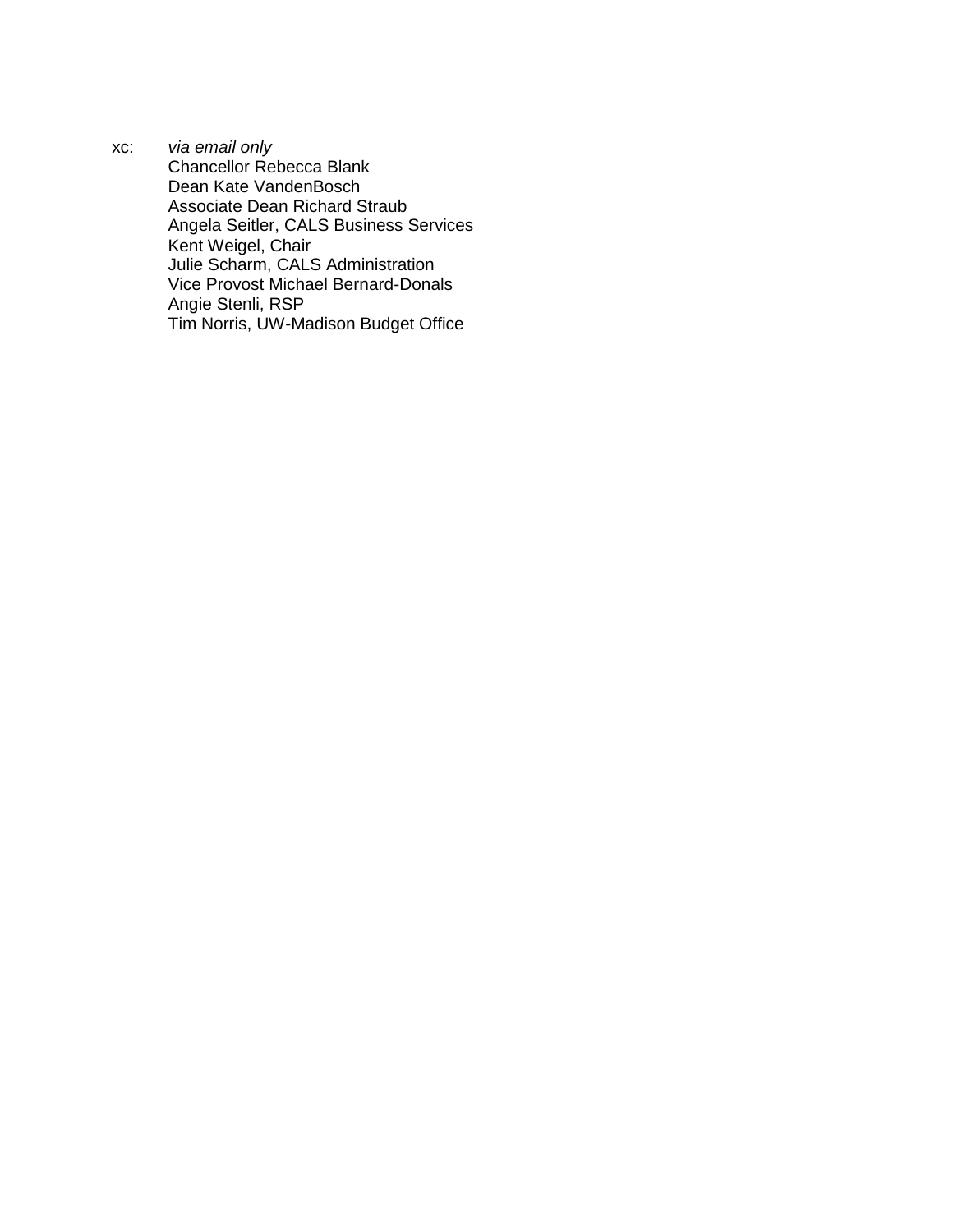xc: *via email only*
Chancellor Rebecca Blank
Dean Kate VandenBosch
Associate Dean Richard Straub
Angela Seitler, CALS Business Services
Kent Weigel, Chair
Julie Scharm, CALS Administration
Vice Provost Michael Bernard-Donals
Angie Stenli, RSP
Tim Norris, UW-Madison Budget Office